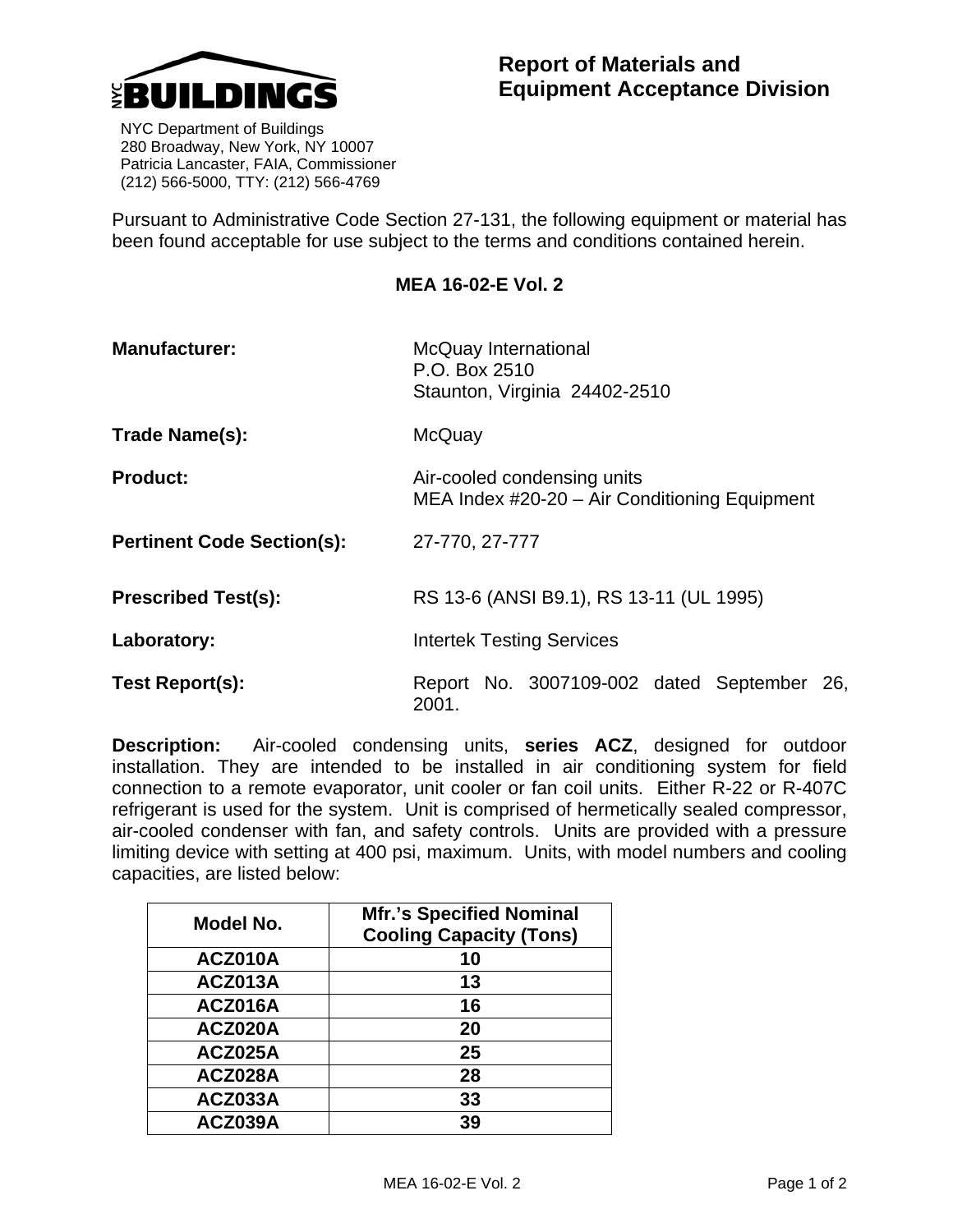NYC BUILDINGS

NYC Department of Buildings
280 Broadway, New York, NY 10007
Patricia Lancaster, FAIA, Commissioner
(212) 566-5000, TTY: (212) 566-4769

# Report of Materials and Equipment Acceptance Division

Pursuant to Administrative Code Section 27-131, the following equipment or material has been found acceptable for use subject to the terms and conditions contained herein.

## MEA 16-02-E Vol. 2

**Manufacturer:** McQuay International
P.O. Box 2510
Staunton, Virginia 24402-2510

**Trade Name(s):** McQuay

**Product:** Air-cooled condensing units
MEA Index #20-20 – Air Conditioning Equipment

**Pertinent Code Section(s):** 27-770, 27-777

**Prescribed Test(s):** RS 13-6 (ANSI B9.1), RS 13-11 (UL 1995)

**Laboratory:** Intertek Testing Services

**Test Report(s):** Report No. 3007109-002 dated September 26, 2001.

**Description:** Air-cooled condensing units, **series ACZ**, designed for outdoor installation. They are intended to be installed in air conditioning system for field connection to a remote evaporator, unit cooler or fan coil units. Either R-22 or R-407C refrigerant is used for the system. Unit is comprised of hermetically sealed compressor, air-cooled condenser with fan, and safety controls. Units are provided with a pressure limiting device with setting at 400 psi, maximum. Units, with model numbers and cooling capacities, are listed below:

| Model No. | Mfr.'s Specified Nominal Cooling Capacity (Tons) |
|---|---|
| ACZ010A | 10 |
| ACZ013A | 13 |
| ACZ016A | 16 |
| ACZ020A | 20 |
| ACZ025A | 25 |
| ACZ028A | 28 |
| ACZ033A | 33 |
| ACZ039A | 39 |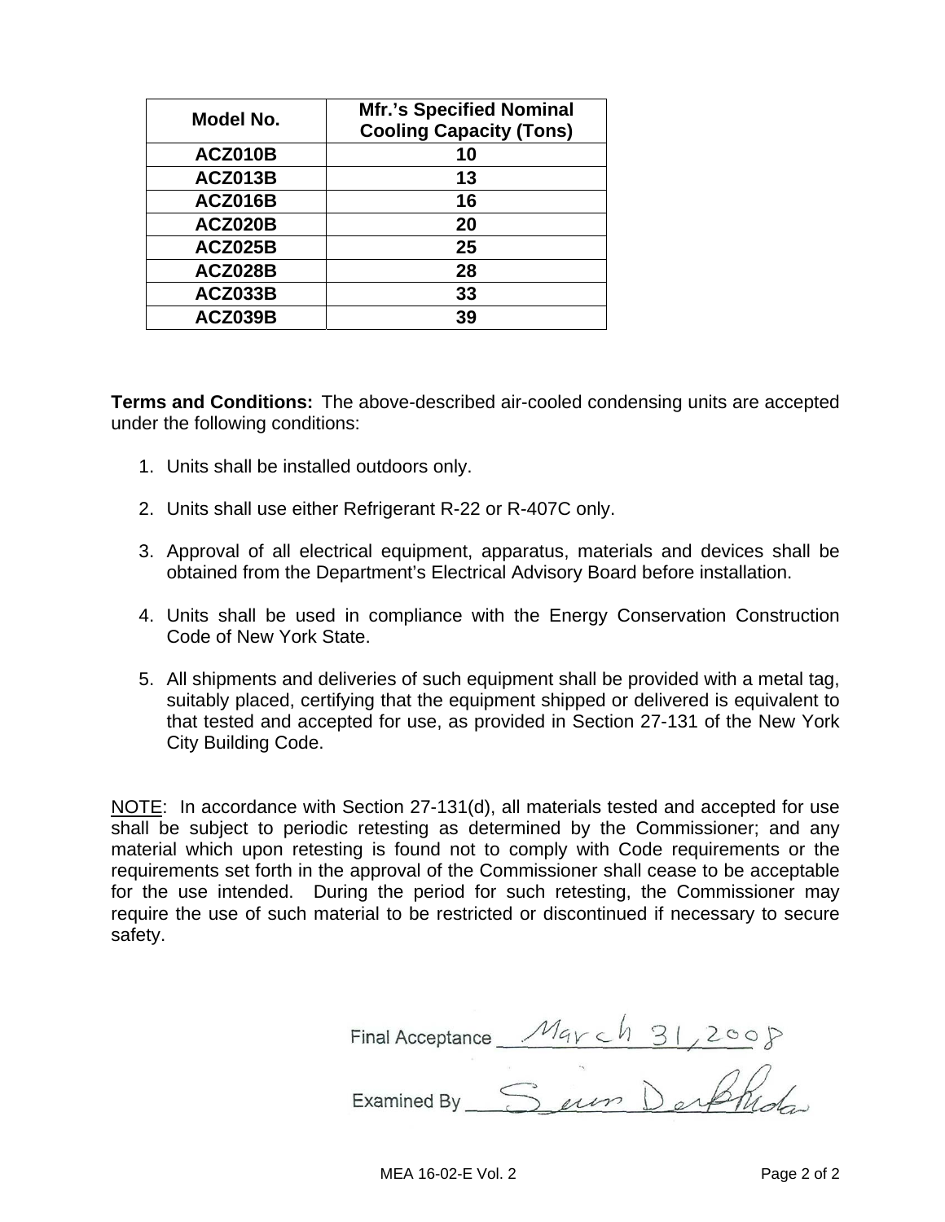| Model No. | Mfr.'s Specified Nominal Cooling Capacity (Tons) |
|---|---|
| ACZ010B | 10 |
| ACZ013B | 13 |
| ACZ016B | 16 |
| ACZ020B | 20 |
| ACZ025B | 25 |
| ACZ028B | 28 |
| ACZ033B | 33 |
| ACZ039B | 39 |

**Terms and Conditions:** The above-described air-cooled condensing units are accepted under the following conditions:

1. Units shall be installed outdoors only.

2. Units shall use either Refrigerant R-22 or R-407C only.

3. Approval of all electrical equipment, apparatus, materials and devices shall be obtained from the Department's Electrical Advisory Board before installation.

4. Units shall be used in compliance with the Energy Conservation Construction Code of New York State.

5. All shipments and deliveries of such equipment shall be provided with a metal tag, suitably placed, certifying that the equipment shipped or delivered is equivalent to that tested and accepted for use, as provided in Section 27-131 of the New York City Building Code.

NOTE: In accordance with Section 27-131(d), all materials tested and accepted for use shall be subject to periodic retesting as determined by the Commissioner; and any material which upon retesting is found not to comply with Code requirements or the requirements set forth in the approval of the Commissioner shall cease to be acceptable for the use intended. During the period for such retesting, the Commissioner may require the use of such material to be restricted or discontinued if necessary to secure safety.

Final Acceptance March 31, 2008

Examined By Seun Derkhodar

MEA 16-02-E Vol. 2